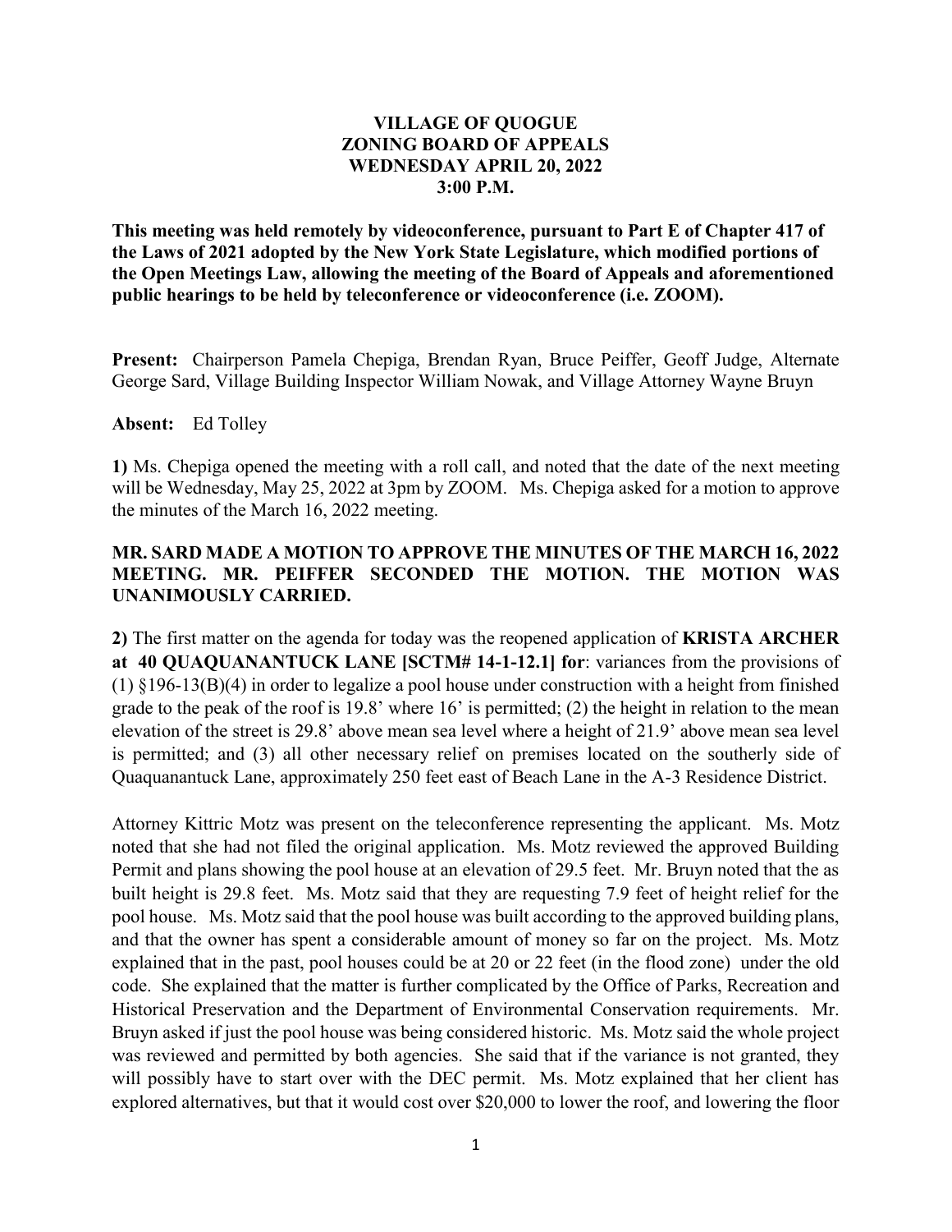**VILLAGE OF QUOGUE**
**ZONING BOARD OF APPEALS**
**WEDNESDAY APRIL 20, 2022**
**3:00 P.M.**

**This meeting was held remotely by videoconference, pursuant to Part E of Chapter 417 of the Laws of 2021 adopted by the New York State Legislature, which modified portions of the Open Meetings Law, allowing the meeting of the Board of Appeals and aforementioned public hearings to be held by teleconference or videoconference (i.e. ZOOM).**

**Present:** Chairperson Pamela Chepiga, Brendan Ryan, Bruce Peiffer, Geoff Judge, Alternate George Sard, Village Building Inspector William Nowak, and Village Attorney Wayne Bruyn

**Absent:** Ed Tolley

**1)** Ms. Chepiga opened the meeting with a roll call, and noted that the date of the next meeting will be Wednesday, May 25, 2022 at 3pm by ZOOM. Ms. Chepiga asked for a motion to approve the minutes of the March 16, 2022 meeting.

**MR. SARD MADE A MOTION TO APPROVE THE MINUTES OF THE MARCH 16, 2022 MEETING. MR. PEIFFER SECONDED THE MOTION. THE MOTION WAS UNANIMOUSLY CARRIED.**

**2)** The first matter on the agenda for today was the reopened application of **KRISTA ARCHER at 40 QUAQUANANTUCK LANE [SCTM# 14-1-12.1] for**: variances from the provisions of (1) §196-13(B)(4) in order to legalize a pool house under construction with a height from finished grade to the peak of the roof is 19.8' where 16' is permitted; (2) the height in relation to the mean elevation of the street is 29.8' above mean sea level where a height of 21.9' above mean sea level is permitted; and (3) all other necessary relief on premises located on the southerly side of Quaquanantuck Lane, approximately 250 feet east of Beach Lane in the A-3 Residence District.

Attorney Kittric Motz was present on the teleconference representing the applicant. Ms. Motz noted that she had not filed the original application. Ms. Motz reviewed the approved Building Permit and plans showing the pool house at an elevation of 29.5 feet. Mr. Bruyn noted that the as built height is 29.8 feet. Ms. Motz said that they are requesting 7.9 feet of height relief for the pool house. Ms. Motz said that the pool house was built according to the approved building plans, and that the owner has spent a considerable amount of money so far on the project. Ms. Motz explained that in the past, pool houses could be at 20 or 22 feet (in the flood zone) under the old code. She explained that the matter is further complicated by the Office of Parks, Recreation and Historical Preservation and the Department of Environmental Conservation requirements. Mr. Bruyn asked if just the pool house was being considered historic. Ms. Motz said the whole project was reviewed and permitted by both agencies. She said that if the variance is not granted, they will possibly have to start over with the DEC permit. Ms. Motz explained that her client has explored alternatives, but that it would cost over $20,000 to lower the roof, and lowering the floor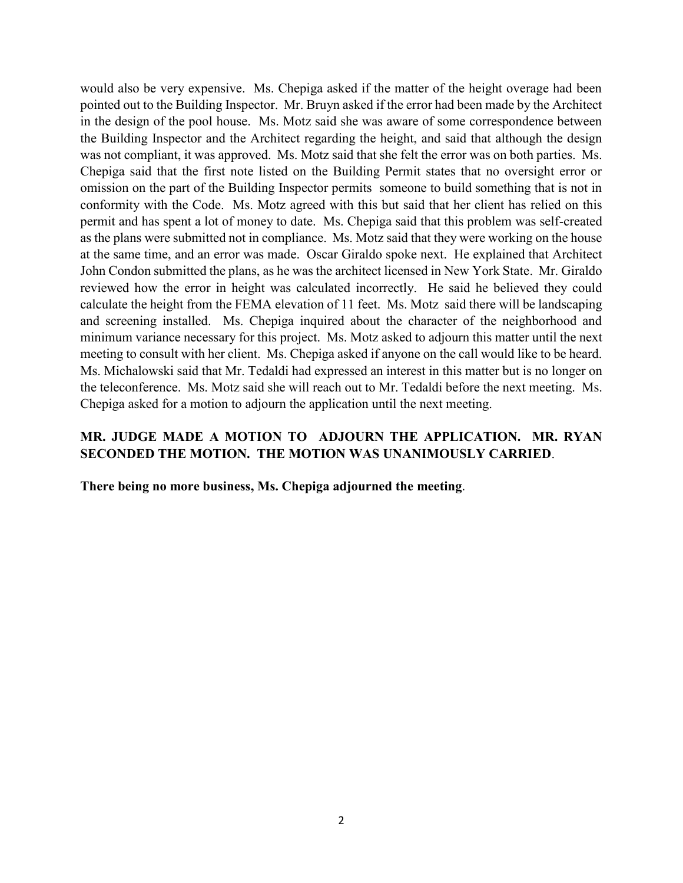would also be very expensive. Ms. Chepiga asked if the matter of the height overage had been pointed out to the Building Inspector. Mr. Bruyn asked if the error had been made by the Architect in the design of the pool house. Ms. Motz said she was aware of some correspondence between the Building Inspector and the Architect regarding the height, and said that although the design was not compliant, it was approved. Ms. Motz said that she felt the error was on both parties. Ms. Chepiga said that the first note listed on the Building Permit states that no oversight error or omission on the part of the Building Inspector permits someone to build something that is not in conformity with the Code. Ms. Motz agreed with this but said that her client has relied on this permit and has spent a lot of money to date. Ms. Chepiga said that this problem was self-created as the plans were submitted not in compliance. Ms. Motz said that they were working on the house at the same time, and an error was made. Oscar Giraldo spoke next. He explained that Architect John Condon submitted the plans, as he was the architect licensed in New York State. Mr. Giraldo reviewed how the error in height was calculated incorrectly. He said he believed they could calculate the height from the FEMA elevation of 11 feet. Ms. Motz said there will be landscaping and screening installed. Ms. Chepiga inquired about the character of the neighborhood and minimum variance necessary for this project. Ms. Motz asked to adjourn this matter until the next meeting to consult with her client. Ms. Chepiga asked if anyone on the call would like to be heard. Ms. Michalowski said that Mr. Tedaldi had expressed an interest in this matter but is no longer on the teleconference. Ms. Motz said she will reach out to Mr. Tedaldi before the next meeting. Ms. Chepiga asked for a motion to adjourn the application until the next meeting.

**MR. JUDGE MADE A MOTION TO ADJOURN THE APPLICATION. MR. RYAN SECONDED THE MOTION. THE MOTION WAS UNANIMOUSLY CARRIED**.

**There being no more business, Ms. Chepiga adjourned the meeting**.